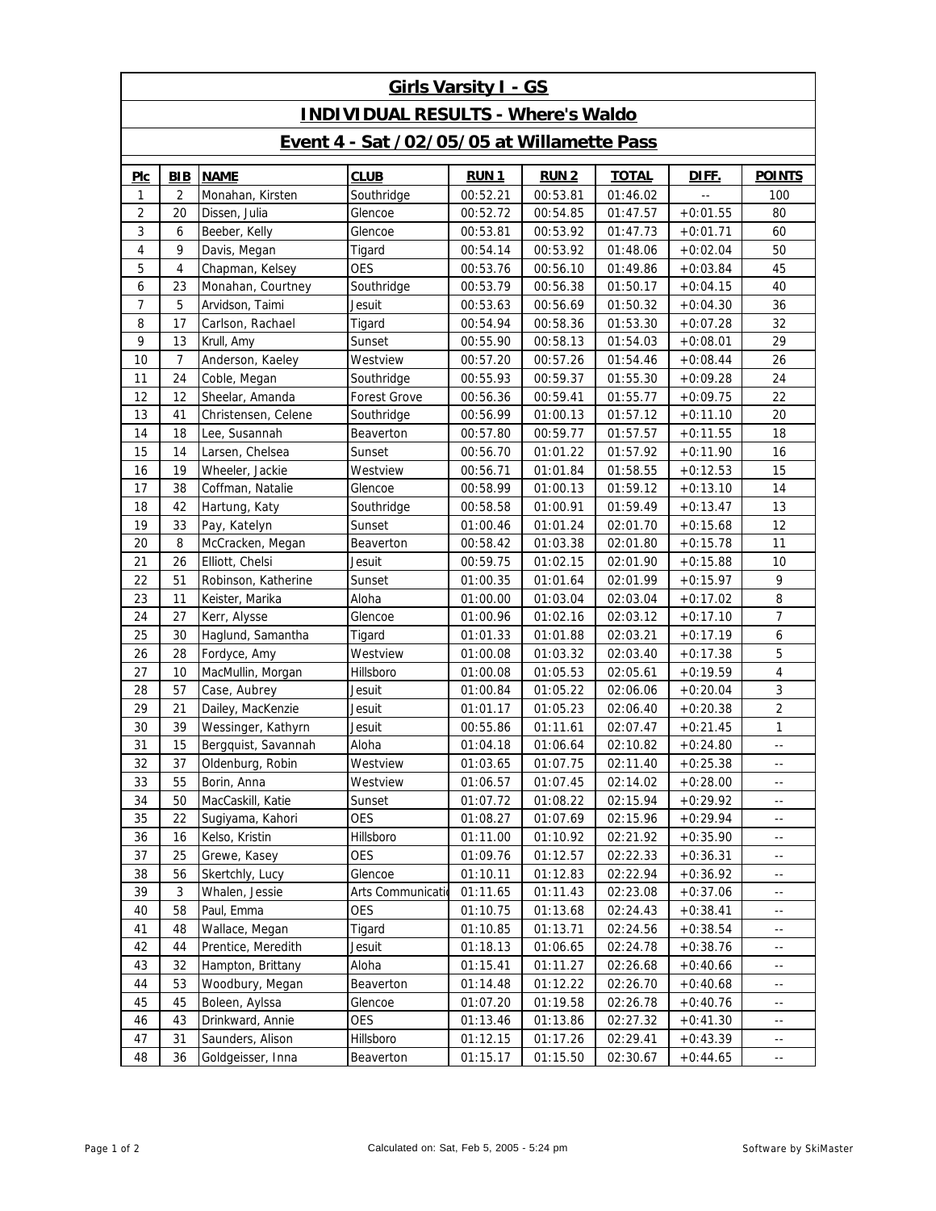# Girls Varsity I - GS

## INDIVIDUAL RESULTS - Where's Waldo

## Event 4 - Sat /02/05/05 at Willamette Pass

| Plc | BIB | NAME | CLUB | RUN 1 | RUN 2 | TOTAL | DIFF. | POINTS |
|---|---|---|---|---|---|---|---|---|
| 1 | 2 | Monahan, Kirsten | Southridge | 00:52.21 | 00:53.81 | 01:46.02 | -- | 100 |
| 2 | 20 | Dissen, Julia | Glencoe | 00:52.72 | 00:54.85 | 01:47.57 | +0:01.55 | 80 |
| 3 | 6 | Beeber, Kelly | Glencoe | 00:53.81 | 00:53.92 | 01:47.73 | +0:01.71 | 60 |
| 4 | 9 | Davis, Megan | Tigard | 00:54.14 | 00:53.92 | 01:48.06 | +0:02.04 | 50 |
| 5 | 4 | Chapman, Kelsey | OES | 00:53.76 | 00:56.10 | 01:49.86 | +0:03.84 | 45 |
| 6 | 23 | Monahan, Courtney | Southridge | 00:53.79 | 00:56.38 | 01:50.17 | +0:04.15 | 40 |
| 7 | 5 | Arvidson, Taimi | Jesuit | 00:53.63 | 00:56.69 | 01:50.32 | +0:04.30 | 36 |
| 8 | 17 | Carlson, Rachael | Tigard | 00:54.94 | 00:58.36 | 01:53.30 | +0:07.28 | 32 |
| 9 | 13 | Krull, Amy | Sunset | 00:55.90 | 00:58.13 | 01:54.03 | +0:08.01 | 29 |
| 10 | 7 | Anderson, Kaeley | Westview | 00:57.20 | 00:57.26 | 01:54.46 | +0:08.44 | 26 |
| 11 | 24 | Coble, Megan | Southridge | 00:55.93 | 00:59.37 | 01:55.30 | +0:09.28 | 24 |
| 12 | 12 | Sheelar, Amanda | Forest Grove | 00:56.36 | 00:59.41 | 01:55.77 | +0:09.75 | 22 |
| 13 | 41 | Christensen, Celene | Southridge | 00:56.99 | 01:00.13 | 01:57.12 | +0:11.10 | 20 |
| 14 | 18 | Lee, Susannah | Beaverton | 00:57.80 | 00:59.77 | 01:57.57 | +0:11.55 | 18 |
| 15 | 14 | Larsen, Chelsea | Sunset | 00:56.70 | 01:01.22 | 01:57.92 | +0:11.90 | 16 |
| 16 | 19 | Wheeler, Jackie | Westview | 00:56.71 | 01:01.84 | 01:58.55 | +0:12.53 | 15 |
| 17 | 38 | Coffman, Natalie | Glencoe | 00:58.99 | 01:00.13 | 01:59.12 | +0:13.10 | 14 |
| 18 | 42 | Hartung, Katy | Southridge | 00:58.58 | 01:00.91 | 01:59.49 | +0:13.47 | 13 |
| 19 | 33 | Pay, Katelyn | Sunset | 01:00.46 | 01:01.24 | 02:01.70 | +0:15.68 | 12 |
| 20 | 8 | McCracken, Megan | Beaverton | 00:58.42 | 01:03.38 | 02:01.80 | +0:15.78 | 11 |
| 21 | 26 | Elliott, Chelsi | Jesuit | 00:59.75 | 01:02.15 | 02:01.90 | +0:15.88 | 10 |
| 22 | 51 | Robinson, Katherine | Sunset | 01:00.35 | 01:01.64 | 02:01.99 | +0:15.97 | 9 |
| 23 | 11 | Keister, Marika | Aloha | 01:00.00 | 01:03.04 | 02:03.04 | +0:17.02 | 8 |
| 24 | 27 | Kerr, Alysse | Glencoe | 01:00.96 | 01:02.16 | 02:03.12 | +0:17.10 | 7 |
| 25 | 30 | Haglund, Samantha | Tigard | 01:01.33 | 01:01.88 | 02:03.21 | +0:17.19 | 6 |
| 26 | 28 | Fordyce, Amy | Westview | 01:00.08 | 01:03.32 | 02:03.40 | +0:17.38 | 5 |
| 27 | 10 | MacMullin, Morgan | Hillsboro | 01:00.08 | 01:05.53 | 02:05.61 | +0:19.59 | 4 |
| 28 | 57 | Case, Aubrey | Jesuit | 01:00.84 | 01:05.22 | 02:06.06 | +0:20.04 | 3 |
| 29 | 21 | Dailey, MacKenzie | Jesuit | 01:01.17 | 01:05.23 | 02:06.40 | +0:20.38 | 2 |
| 30 | 39 | Wessinger, Kathryn | Jesuit | 00:55.86 | 01:11.61 | 02:07.47 | +0:21.45 | 1 |
| 31 | 15 | Bergquist, Savannah | Aloha | 01:04.18 | 01:06.64 | 02:10.82 | +0:24.80 | -- |
| 32 | 37 | Oldenburg, Robin | Westview | 01:03.65 | 01:07.75 | 02:11.40 | +0:25.38 | -- |
| 33 | 55 | Borin, Anna | Westview | 01:06.57 | 01:07.45 | 02:14.02 | +0:28.00 | -- |
| 34 | 50 | MacCaskill, Katie | Sunset | 01:07.72 | 01:08.22 | 02:15.94 | +0:29.92 | -- |
| 35 | 22 | Sugiyama, Kahori | OES | 01:08.27 | 01:07.69 | 02:15.96 | +0:29.94 | -- |
| 36 | 16 | Kelso, Kristin | Hillsboro | 01:11.00 | 01:10.92 | 02:21.92 | +0:35.90 | -- |
| 37 | 25 | Grewe, Kasey | OES | 01:09.76 | 01:12.57 | 02:22.33 | +0:36.31 | -- |
| 38 | 56 | Skertchly, Lucy | Glencoe | 01:10.11 | 01:12.83 | 02:22.94 | +0:36.92 | -- |
| 39 | 3 | Whalen, Jessie | Arts Communicatio | 01:11.65 | 01:11.43 | 02:23.08 | +0:37.06 | -- |
| 40 | 58 | Paul, Emma | OES | 01:10.75 | 01:13.68 | 02:24.43 | +0:38.41 | -- |
| 41 | 48 | Wallace, Megan | Tigard | 01:10.85 | 01:13.71 | 02:24.56 | +0:38.54 | -- |
| 42 | 44 | Prentice, Meredith | Jesuit | 01:18.13 | 01:06.65 | 02:24.78 | +0:38.76 | -- |
| 43 | 32 | Hampton, Brittany | Aloha | 01:15.41 | 01:11.27 | 02:26.68 | +0:40.66 | -- |
| 44 | 53 | Woodbury, Megan | Beaverton | 01:14.48 | 01:12.22 | 02:26.70 | +0:40.68 | -- |
| 45 | 45 | Boleen, Aylssa | Glencoe | 01:07.20 | 01:19.58 | 02:26.78 | +0:40.76 | -- |
| 46 | 43 | Drinkward, Annie | OES | 01:13.46 | 01:13.86 | 02:27.32 | +0:41.30 | -- |
| 47 | 31 | Saunders, Alison | Hillsboro | 01:12.15 | 01:17.26 | 02:29.41 | +0:43.39 | -- |
| 48 | 36 | Goldgeisser, Inna | Beaverton | 01:15.17 | 01:15.50 | 02:30.67 | +0:44.65 | -- |

Calculated on: Sat, Feb 5, 2005 - 5:24 pm

Software by SkiMaster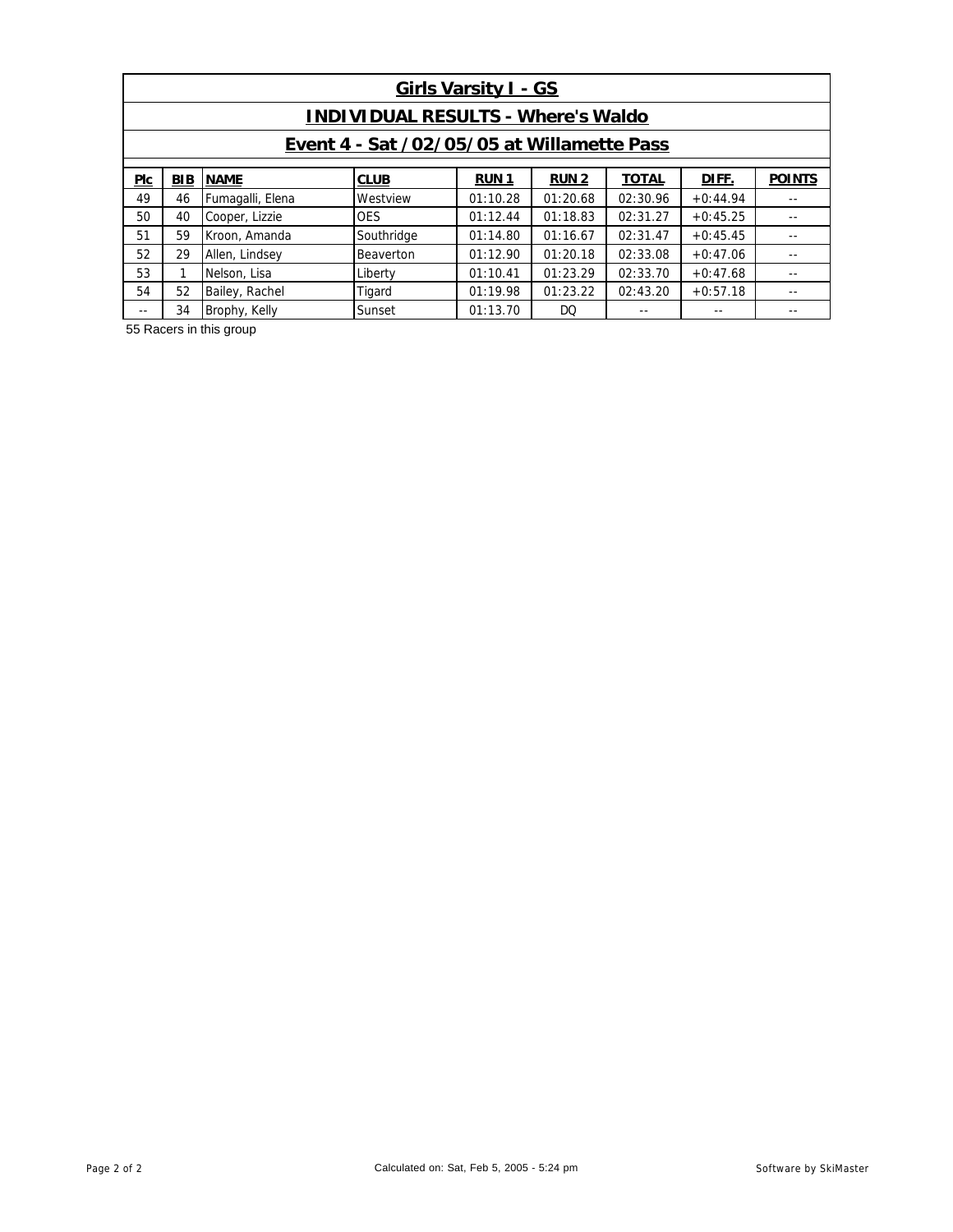# Girls Varsity I - GS

## INDIVIDUAL RESULTS - Where's Waldo

## Event 4 - Sat /02/05/05 at Willamette Pass

| Plc | BIB | NAME | CLUB | RUN 1 | RUN 2 | TOTAL | DIFF. | POINTS |
|---|---|---|---|---|---|---|---|---|
| 49 | 46 | Fumagalli, Elena | Westview | 01:10.28 | 01:20.68 | 02:30.96 | +0:44.94 | -- |
| 50 | 40 | Cooper, Lizzie | OES | 01:12.44 | 01:18.83 | 02:31.27 | +0:45.25 | -- |
| 51 | 59 | Kroon, Amanda | Southridge | 01:14.80 | 01:16.67 | 02:31.47 | +0:45.45 | -- |
| 52 | 29 | Allen, Lindsey | Beaverton | 01:12.90 | 01:20.18 | 02:33.08 | +0:47.06 | -- |
| 53 | 1 | Nelson, Lisa | Liberty | 01:10.41 | 01:23.29 | 02:33.70 | +0:47.68 | -- |
| 54 | 52 | Bailey, Rachel | Tigard | 01:19.98 | 01:23.22 | 02:43.20 | +0:57.18 | -- |
| -- | 34 | Brophy, Kelly | Sunset | 01:13.70 | DQ | -- | -- | -- |

55 Racers in this group

Calculated on: Sat, Feb 5, 2005 - 5:24 pm

Software by SkiMaster